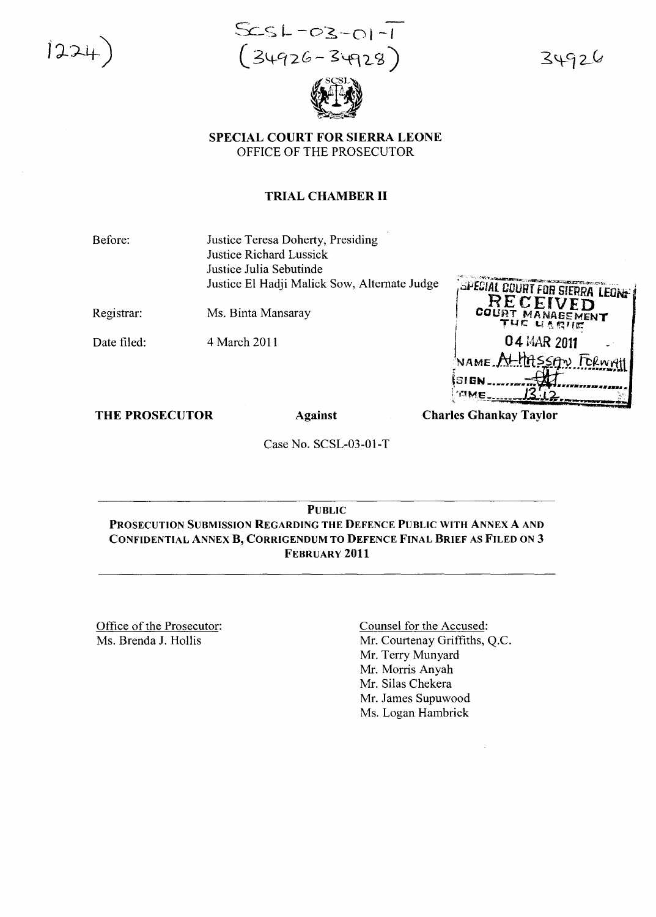1224)

SCSL-03-01-T
(34926-34928)

34926

**SPECIAL COURT FOR SIERRA LEONE**
OFFICE OF THE PROSECUTOR

**TRIAL CHAMBER II**

Before: Justice Teresa Doherty, Presiding
Justice Richard Lussick
Justice Julia Sebutinde
Justice El Hadji Malick Sow, Alternate Judge

Registrar: Ms. Binta Mansaray

Date filed: 4 March 2011

SPECIAL COURT FOR SIERRA LEONE
RECEIVED
COURT MANAGEMENT
THE HAGUE
04 MAR 2011
NAME Al-Hassan Fornah
SIGN
TIME 13:12

**THE PROSECUTOR** **Against** **Charles Ghankay Taylor**

Case No. SCSL-03-01-T

---

**PUBLIC**
**PROSECUTION SUBMISSION REGARDING THE DEFENCE PUBLIC WITH ANNEX A AND CONFIDENTIAL ANNEX B, CORRIGENDUM TO DEFENCE FINAL BRIEF AS FILED ON 3 FEBRUARY 2011**

---

Office of the Prosecutor:
Ms. Brenda J. Hollis

Counsel for the Accused:
Mr. Courtenay Griffiths, Q.C.
Mr. Terry Munyard
Mr. Morris Anyah
Mr. Silas Chekera
Mr. James Supuwood
Ms. Logan Hambrick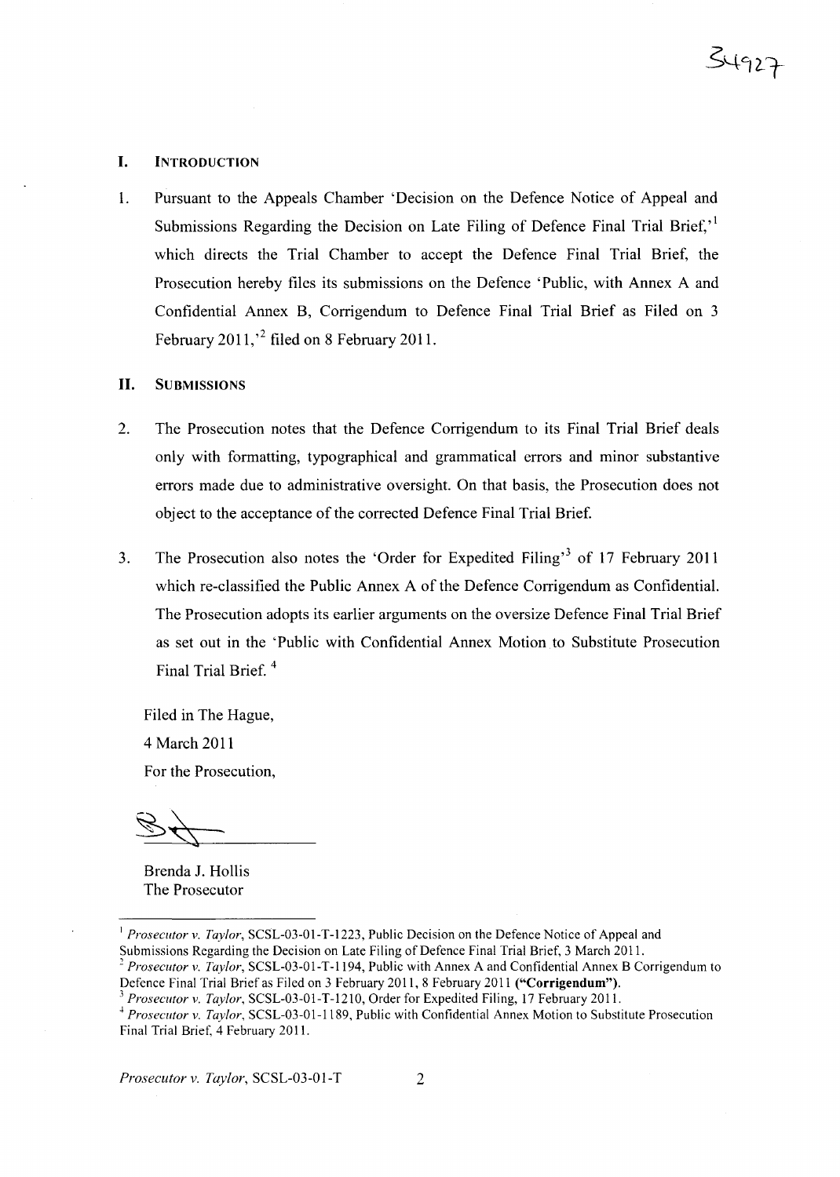## I. INTRODUCTION

1. Pursuant to the Appeals Chamber 'Decision on the Defence Notice of Appeal and Submissions Regarding the Decision on Late Filing of Defence Final Trial Brief,'[1] which directs the Trial Chamber to accept the Defence Final Trial Brief, the Prosecution hereby files its submissions on the Defence 'Public, with Annex A and Confidential Annex B, Corrigendum to Defence Final Trial Brief as Filed on 3 February 2011,'[2] filed on 8 February 2011.

## II. SUBMISSIONS

2. The Prosecution notes that the Defence Corrigendum to its Final Trial Brief deals only with formatting, typographical and grammatical errors and minor substantive errors made due to administrative oversight. On that basis, the Prosecution does not object to the acceptance of the corrected Defence Final Trial Brief.

3. The Prosecution also notes the 'Order for Expedited Filing'[3] of 17 February 2011 which re-classified the Public Annex A of the Defence Corrigendum as Confidential. The Prosecution adopts its earlier arguments on the oversize Defence Final Trial Brief as set out in the 'Public with Confidential Annex Motion to Substitute Prosecution Final Trial Brief.[4]

Filed in The Hague,

4 March 2011

For the Prosecution,

Brenda J. Hollis
The Prosecutor

---

[1] *Prosecutor v. Taylor*, SCSL-03-01-T-1223, Public Decision on the Defence Notice of Appeal and Submissions Regarding the Decision on Late Filing of Defence Final Trial Brief, 3 March 2011.

[2] *Prosecutor v. Taylor*, SCSL-03-01-T-1194, Public with Annex A and Confidential Annex B Corrigendum to Defence Final Trial Brief as Filed on 3 February 2011, 8 February 2011 **("Corrigendum")**.

[3] *Prosecutor v. Taylor*, SCSL-03-01-T-1210, Order for Expedited Filing, 17 February 2011.

[4] *Prosecutor v. Taylor*, SCSL-03-01-1189, Public with Confidential Annex Motion to Substitute Prosecution Final Trial Brief, 4 February 2011.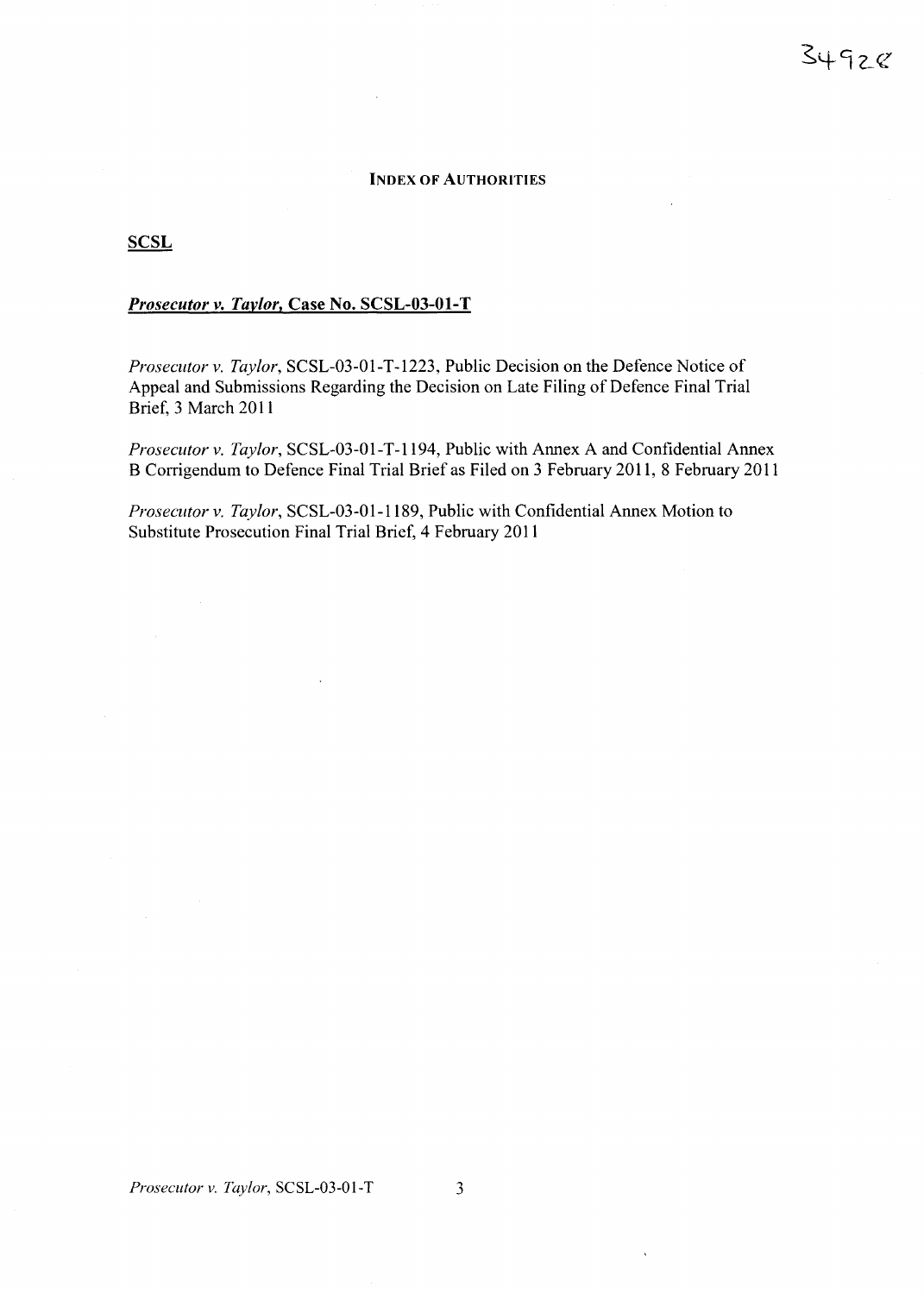**INDEX OF AUTHORITIES**

**SCSL**

***Prosecutor v. Taylor*, Case No. SCSL-03-01-T**

*Prosecutor v. Taylor*, SCSL-03-01-T-1223, Public Decision on the Defence Notice of Appeal and Submissions Regarding the Decision on Late Filing of Defence Final Trial Brief, 3 March 2011

*Prosecutor v. Taylor*, SCSL-03-01-T-1194, Public with Annex A and Confidential Annex B Corrigendum to Defence Final Trial Brief as Filed on 3 February 2011, 8 February 2011

*Prosecutor v. Taylor*, SCSL-03-01-1189, Public with Confidential Annex Motion to Substitute Prosecution Final Trial Brief, 4 February 2011